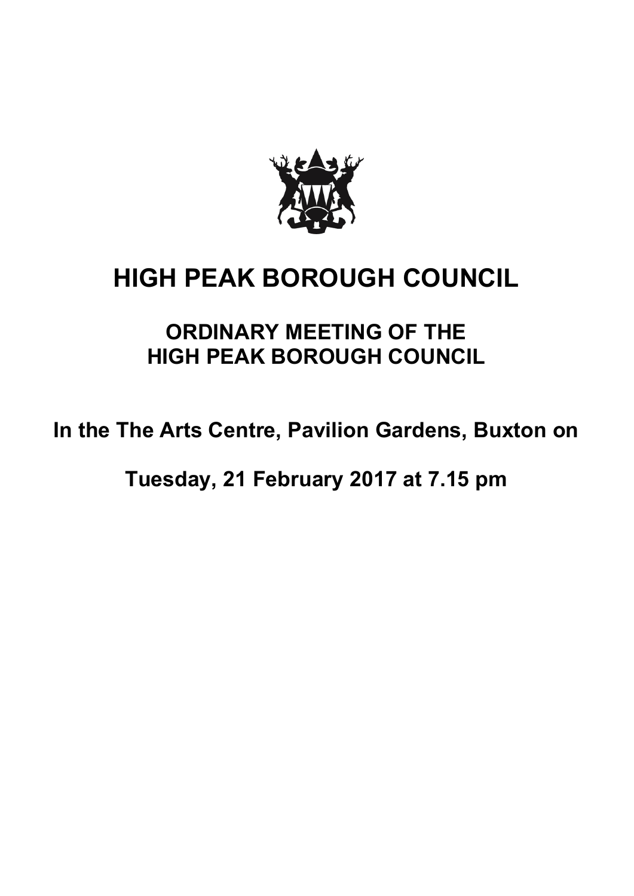# HIGH PEAK BOROUGH COUNCIL

## ORDINARY MEETING OF THE HIGH PEAK BOROUGH COUNCIL

**In the The Arts Centre, Pavilion Gardens, Buxton on**

**Tuesday, 21 February 2017 at 7.15 pm**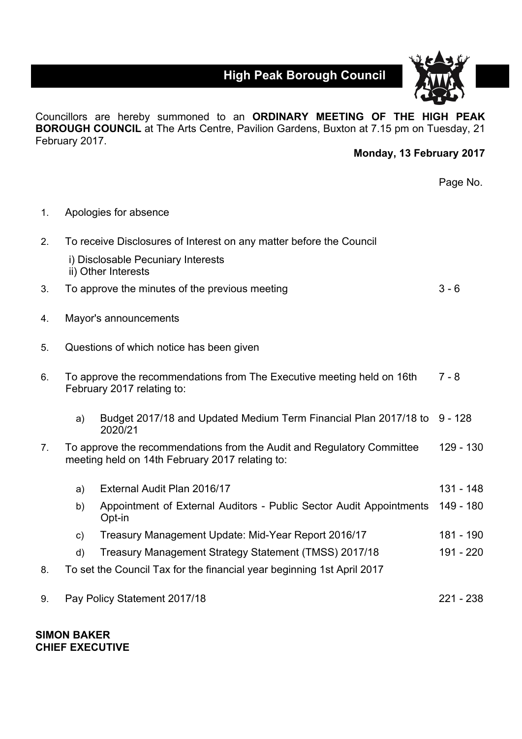# High Peak Borough Council

Councillors are hereby summoned to an **ORDINARY MEETING OF THE HIGH PEAK BOROUGH COUNCIL** at The Arts Centre, Pavilion Gardens, Buxton at 7.15 pm on Tuesday, 21 February 2017.

**Monday, 13 February 2017**

| | | Page No. |
|---|---|---|
| 1. | Apologies for absence | |
| 2. | To receive Disclosures of Interest on any matter before the Council<br>i) Disclosable Pecuniary Interests<br>ii) Other Interests | |
| 3. | To approve the minutes of the previous meeting | 3 - 6 |
| 4. | Mayor's announcements | |
| 5. | Questions of which notice has been given | |
| 6. | To approve the recommendations from The Executive meeting held on 16th February 2017 relating to: | 7 - 8 |
| | a) Budget 2017/18 and Updated Medium Term Financial Plan 2017/18 to 2020/21 | 9 - 128 |
| 7. | To approve the recommendations from the Audit and Regulatory Committee meeting held on 14th February 2017 relating to: | 129 - 130 |
| | a) External Audit Plan 2016/17 | 131 - 148 |
| | b) Appointment of External Auditors - Public Sector Audit Appointments Opt-in | 149 - 180 |
| | c) Treasury Management Update: Mid-Year Report 2016/17 | 181 - 190 |
| | d) Treasury Management Strategy Statement (TMSS) 2017/18 | 191 - 220 |
| 8. | To set the Council Tax for the financial year beginning 1st April 2017 | |
| 9. | Pay Policy Statement 2017/18 | 221 - 238 |

**SIMON BAKER**
**CHIEF EXECUTIVE**